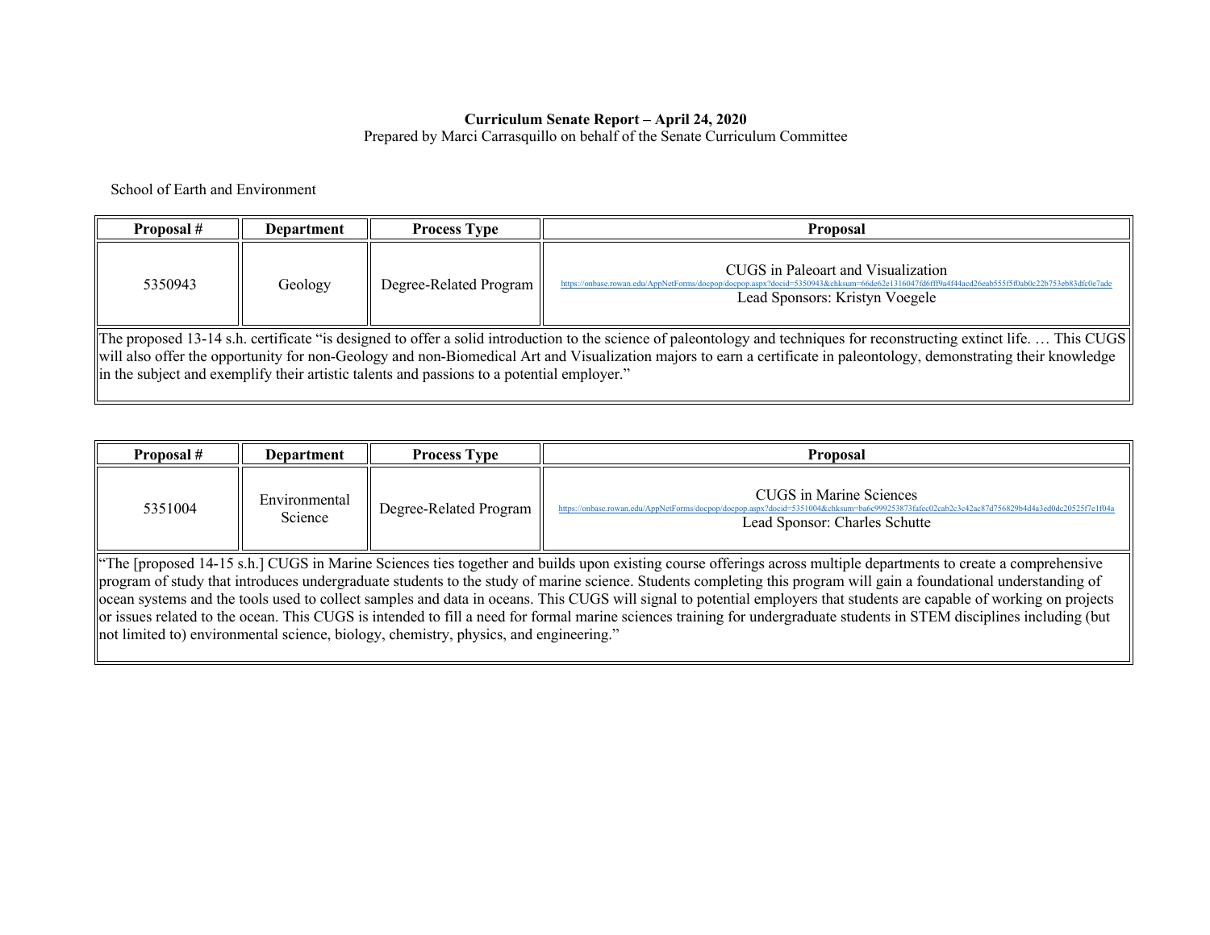**Curriculum Senate Report – April 24, 2020**
Prepared by Marci Carrasquillo on behalf of the Senate Curriculum Committee

School of Earth and Environment

| Proposal # | Department | Process Type | Proposal |
|---|---|---|---|
| 5350943 | Geology | Degree-Related Program | CUGS in Paleoart and Visualization<br>https://onbase.rowan.edu/AppNetForms/docpop/docpop.aspx?docid=5350943&chksum=66de62e1316047fd6ff9a4f44acd26eab555f5f0ab0c22b753eb83dfc0e7ade<br>Lead Sponsors: Kristyn Voegele |
| The proposed 13-14 s.h. certificate "is designed to offer a solid introduction to the science of paleontology and techniques for reconstructing extinct life. … This CUGS will also offer the opportunity for non-Geology and non-Biomedical Art and Visualization majors to earn a certificate in paleontology, demonstrating their knowledge in the subject and exemplify their artistic talents and passions to a potential employer." | | | |

| Proposal # | Department | Process Type | Proposal |
|---|---|---|---|
| 5351004 | Environmental Science | Degree-Related Program | CUGS in Marine Sciences<br>https://onbase.rowan.edu/AppNetForms/docpop/docpop.aspx?docid=5351004&chksum=ba6e999253873fafec02eab2c3c42ac87d756829b4d4a3ed0dc20525f7e1f04a<br>Lead Sponsor: Charles Schutte |
| "The [proposed 14-15 s.h.] CUGS in Marine Sciences ties together and builds upon existing course offerings across multiple departments to create a comprehensive program of study that introduces undergraduate students to the study of marine science. Students completing this program will gain a foundational understanding of ocean systems and the tools used to collect samples and data in oceans. This CUGS will signal to potential employers that students are capable of working on projects or issues related to the ocean. This CUGS is intended to fill a need for formal marine sciences training for undergraduate students in STEM disciplines including (but not limited to) environmental science, biology, chemistry, physics, and engineering." | | | |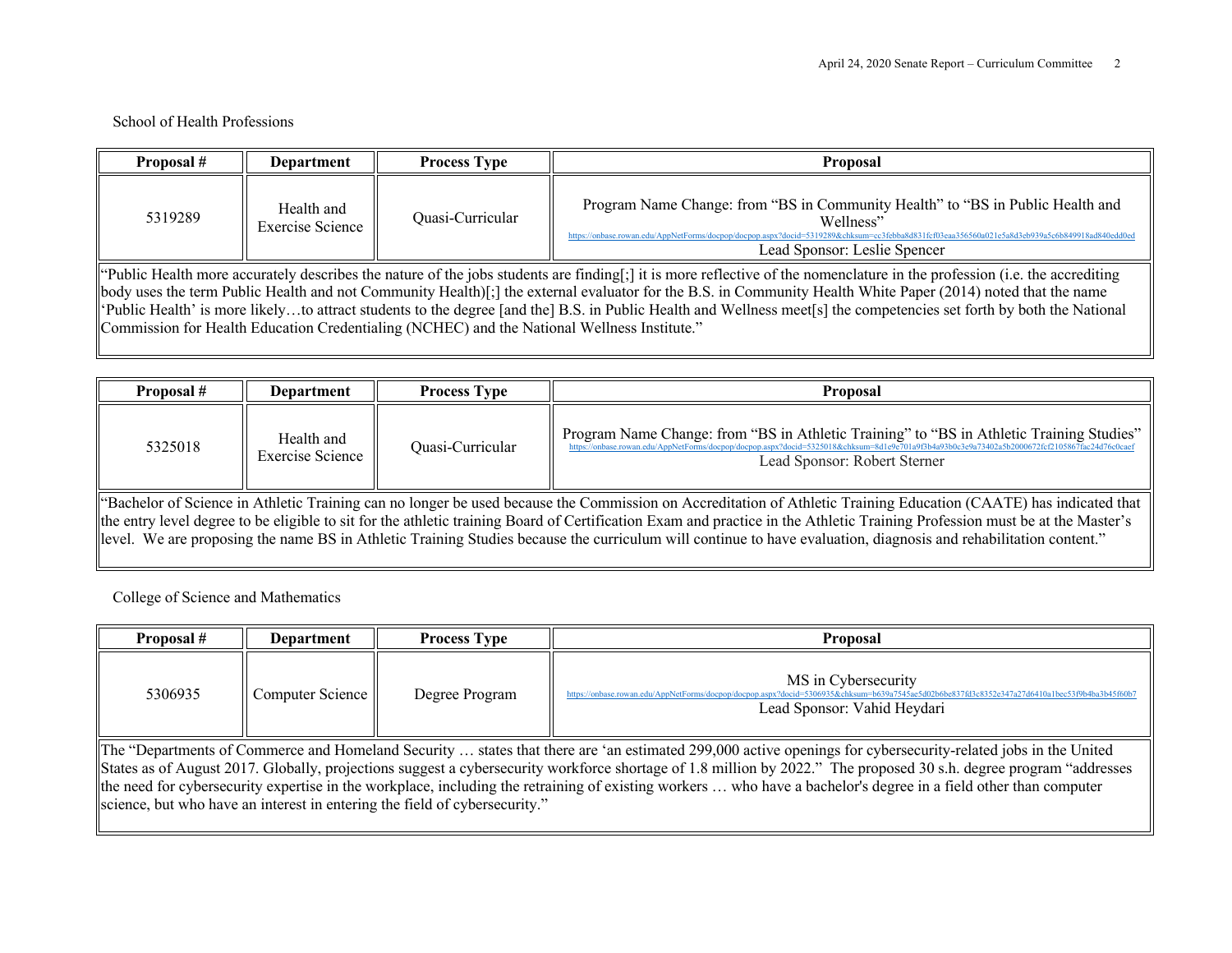School of Health Professions

| Proposal # | Department | Process Type | Proposal |
|---|---|---|---|
| 5319289 | Health and Exercise Science | Quasi-Curricular | Program Name Change: from "BS in Community Health" to "BS in Public Health and Wellness" https://onbase.rowan.edu/AppNetForms/docpop/docpop.aspx?docid=5319289&chksum=cc3febba8d831fcf03eaa356560a021e5a8d3eb939a5c6b849918ad840edd0ed Lead Sponsor: Leslie Spencer |

"Public Health more accurately describes the nature of the jobs students are finding[;] it is more reflective of the nomenclature in the profession (i.e. the accrediting body uses the term Public Health and not Community Health)[;] the external evaluator for the B.S. in Community Health White Paper (2014) noted that the name 'Public Health' is more likely…to attract students to the degree [and the] B.S. in Public Health and Wellness meet[s] the competencies set forth by both the National Commission for Health Education Credentialing (NCHEC) and the National Wellness Institute."

| Proposal # | Department | Process Type | Proposal |
|---|---|---|---|
| 5325018 | Health and Exercise Science | Quasi-Curricular | Program Name Change: from "BS in Athletic Training" to "BS in Athletic Training Studies" https://onbase.rowan.edu/AppNetForms/docpop/docpop.aspx?docid=5325018&chksum=8d1e9e701a9f3b4a93b0c3e9a73402a5b2000672fcf2105867fac24d76c0caef Lead Sponsor: Robert Sterner |

"Bachelor of Science in Athletic Training can no longer be used because the Commission on Accreditation of Athletic Training Education (CAATE) has indicated that the entry level degree to be eligible to sit for the athletic training Board of Certification Exam and practice in the Athletic Training Profession must be at the Master's level. We are proposing the name BS in Athletic Training Studies because the curriculum will continue to have evaluation, diagnosis and rehabilitation content."

College of Science and Mathematics

| Proposal # | Department | Process Type | Proposal |
|---|---|---|---|
| 5306935 | Computer Science | Degree Program | MS in Cybersecurity https://onbase.rowan.edu/AppNetForms/docpop/docpop.aspx?docid=5306935&chksum=b639a7545ae5d02b6be837fd3c8352e347a27d6410a1bec53f9b4ba3b45f60b7 Lead Sponsor: Vahid Heydari |

The "Departments of Commerce and Homeland Security … states that there are 'an estimated 299,000 active openings for cybersecurity-related jobs in the United States as of August 2017. Globally, projections suggest a cybersecurity workforce shortage of 1.8 million by 2022." The proposed 30 s.h. degree program "addresses the need for cybersecurity expertise in the workplace, including the retraining of existing workers … who have a bachelor's degree in a field other than computer science, but who have an interest in entering the field of cybersecurity."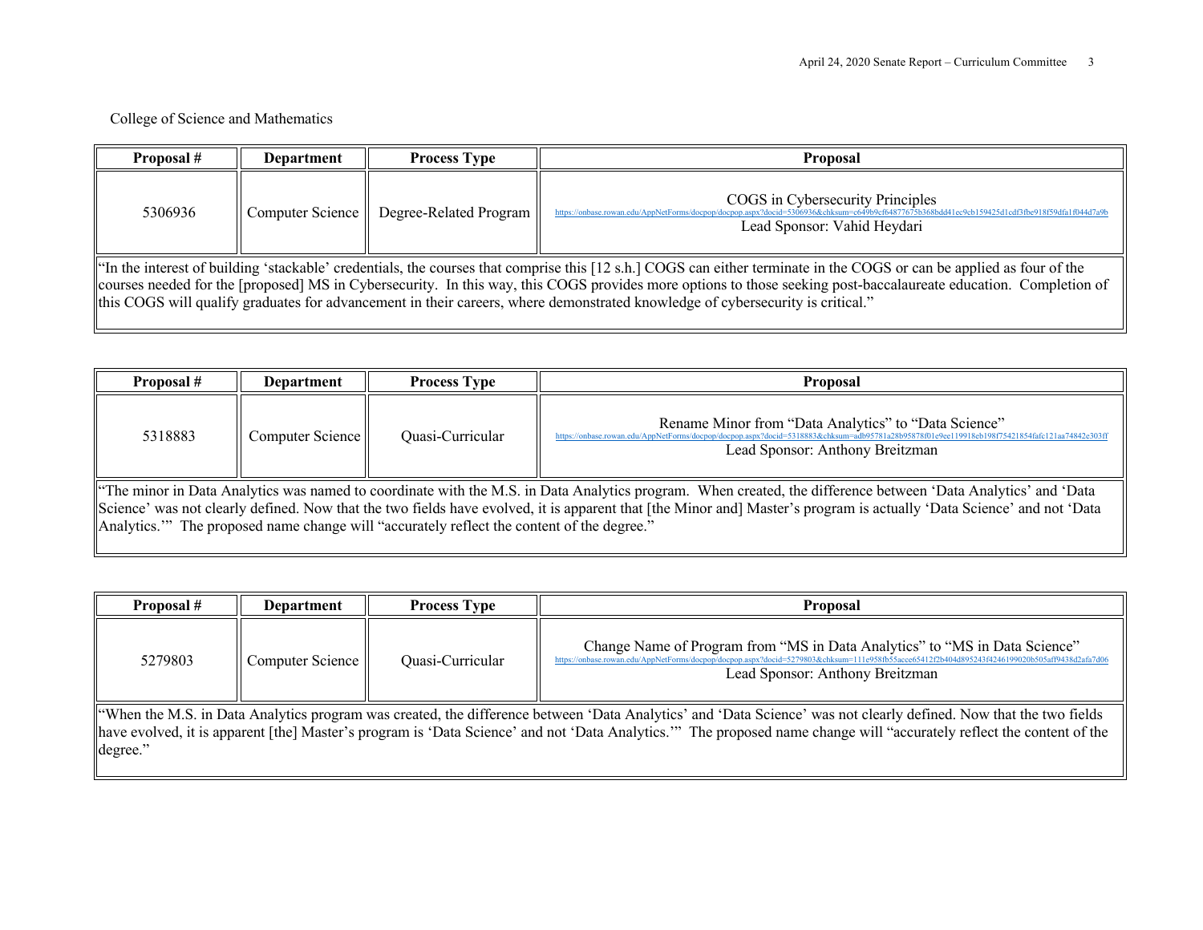College of Science and Mathematics

| Proposal # | Department | Process Type | Proposal |
|---|---|---|---|
| 5306936 | Computer Science | Degree-Related Program | COGS in Cybersecurity Principles<br>https://onbase.rowan.edu/AppNetForms/docpop/docpop.aspx?docid=5306936&chksum=c649b9cf64877675b368bdd41ec9cb159425d1cdf3fbe918f59dfa1f044d7a9b<br>Lead Sponsor: Vahid Heydari |
| "In the interest of building 'stackable' credentials, the courses that comprise this [12 s.h.] COGS can either terminate in the COGS or can be applied as four of the courses needed for the [proposed] MS in Cybersecurity. In this way, this COGS provides more options to those seeking post-baccalaureate education. Completion of this COGS will qualify graduates for advancement in their careers, where demonstrated knowledge of cybersecurity is critical." | | | |

| Proposal # | Department | Process Type | Proposal |
|---|---|---|---|
| 5318883 | Computer Science | Quasi-Curricular | Rename Minor from "Data Analytics" to "Data Science"<br>https://onbase.rowan.edu/AppNetForms/docpop/docpop.aspx?docid=5318883&chksum=adb95781a28b95878f01e9ee119918eb198f75421854fafc121aa74842e303ff<br>Lead Sponsor: Anthony Breitzman |
| "The minor in Data Analytics was named to coordinate with the M.S. in Data Analytics program. When created, the difference between 'Data Analytics' and 'Data Science' was not clearly defined. Now that the two fields have evolved, it is apparent that [the Minor and] Master's program is actually 'Data Science' and not 'Data Analytics.'" The proposed name change will "accurately reflect the content of the degree." | | | |

| Proposal # | Department | Process Type | Proposal |
|---|---|---|---|
| 5279803 | Computer Science | Quasi-Curricular | Change Name of Program from "MS in Data Analytics" to "MS in Data Science"<br>https://onbase.rowan.edu/AppNetForms/docpop/docpop.aspx?docid=5279803&chksum=111e958fb55acce65412f2b404d895243f4246199020b505aff9438d2afa7d06<br>Lead Sponsor: Anthony Breitzman |
| "When the M.S. in Data Analytics program was created, the difference between 'Data Analytics' and 'Data Science' was not clearly defined. Now that the two fields have evolved, it is apparent [the] Master's program is 'Data Science' and not 'Data Analytics.'" The proposed name change will "accurately reflect the content of the degree." | | | |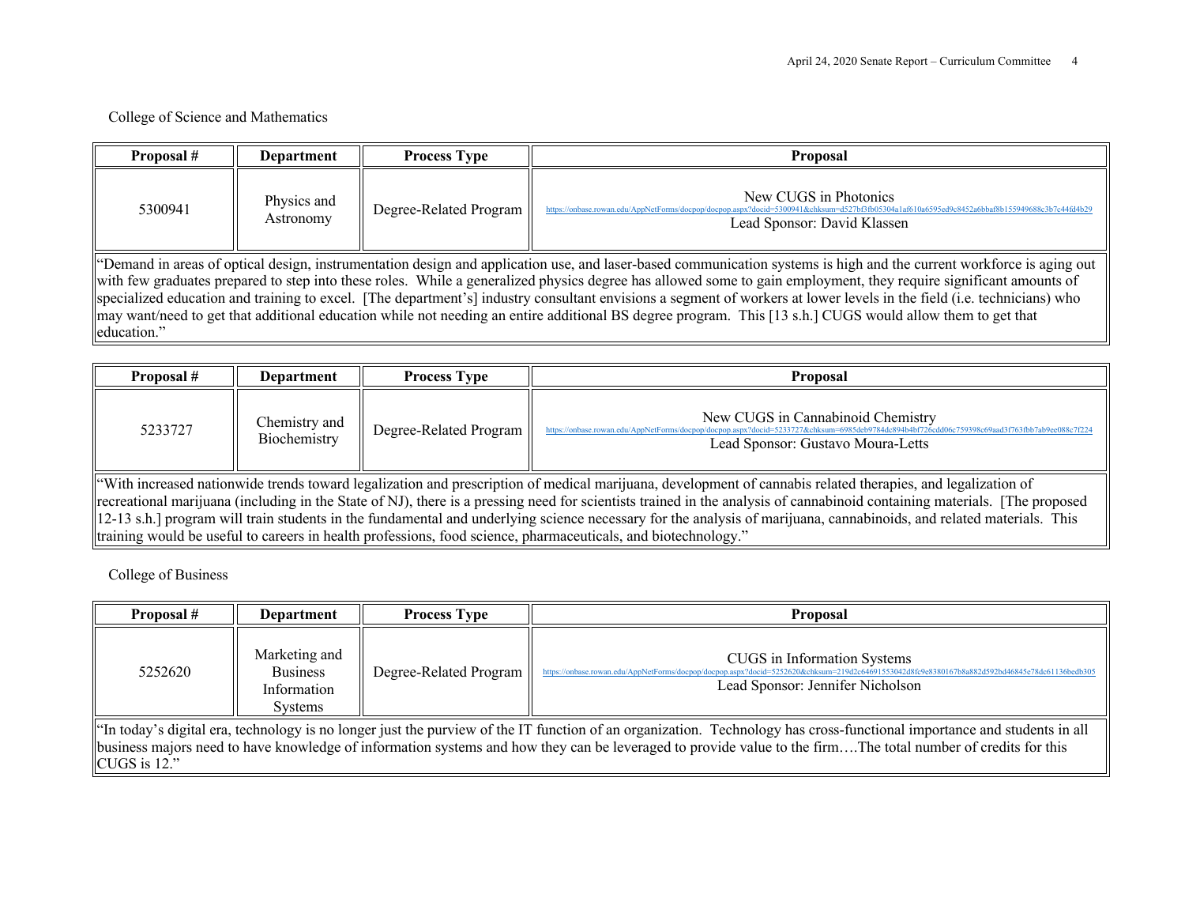College of Science and Mathematics

| Proposal # | Department | Process Type | Proposal |
|---|---|---|---|
| 5300941 | Physics and Astronomy | Degree-Related Program | New CUGS in Photonics<br>https://onbase.rowan.edu/AppNetForms/docpop/docpop.aspx?docid=5300941&chksum=d527bf3fb05304a1af610a6595ed9c8452a6bbaf8b155949688c3b7c44fd4b29<br>Lead Sponsor: David Klassen |
| "Demand in areas of optical design, instrumentation design and application use, and laser-based communication systems is high and the current workforce is aging out with few graduates prepared to step into these roles. While a generalized physics degree has allowed some to gain employment, they require significant amounts of specialized education and training to excel. [The department's] industry consultant envisions a segment of workers at lower levels in the field (i.e. technicians) who may want/need to get that additional education while not needing an entire additional BS degree program. This [13 s.h.] CUGS would allow them to get that education." | | | |

| Proposal # | Department | Process Type | Proposal |
|---|---|---|---|
| 5233727 | Chemistry and Biochemistry | Degree-Related Program | New CUGS in Cannabinoid Chemistry<br>https://onbase.rowan.edu/AppNetForms/docpop/docpop.aspx?docid=5233727&chksum=6985deb9784dc894b4bf726cdd06c759398c69aad3f763fbb7ab9ee088c7f224<br>Lead Sponsor: Gustavo Moura-Letts |
| "With increased nationwide trends toward legalization and prescription of medical marijuana, development of cannabis related therapies, and legalization of recreational marijuana (including in the State of NJ), there is a pressing need for scientists trained in the analysis of cannabinoid containing materials. [The proposed 12-13 s.h.] program will train students in the fundamental and underlying science necessary for the analysis of marijuana, cannabinoids, and related materials. This training would be useful to careers in health professions, food science, pharmaceuticals, and biotechnology." | | | |

College of Business

| Proposal # | Department | Process Type | Proposal |
|---|---|---|---|
| 5252620 | Marketing and Business Information Systems | Degree-Related Program | CUGS in Information Systems<br>https://onbase.rowan.edu/AppNetForms/docpop/docpop.aspx?docid=5252620&chksum=219d2c64691553042d8fc9e8380167b8a882d592bd46845e78dc61136bedb305<br>Lead Sponsor: Jennifer Nicholson |
| "In today's digital era, technology is no longer just the purview of the IT function of an organization. Technology has cross-functional importance and students in all business majors need to have knowledge of information systems and how they can be leveraged to provide value to the firm….The total number of credits for this CUGS is 12." | | | |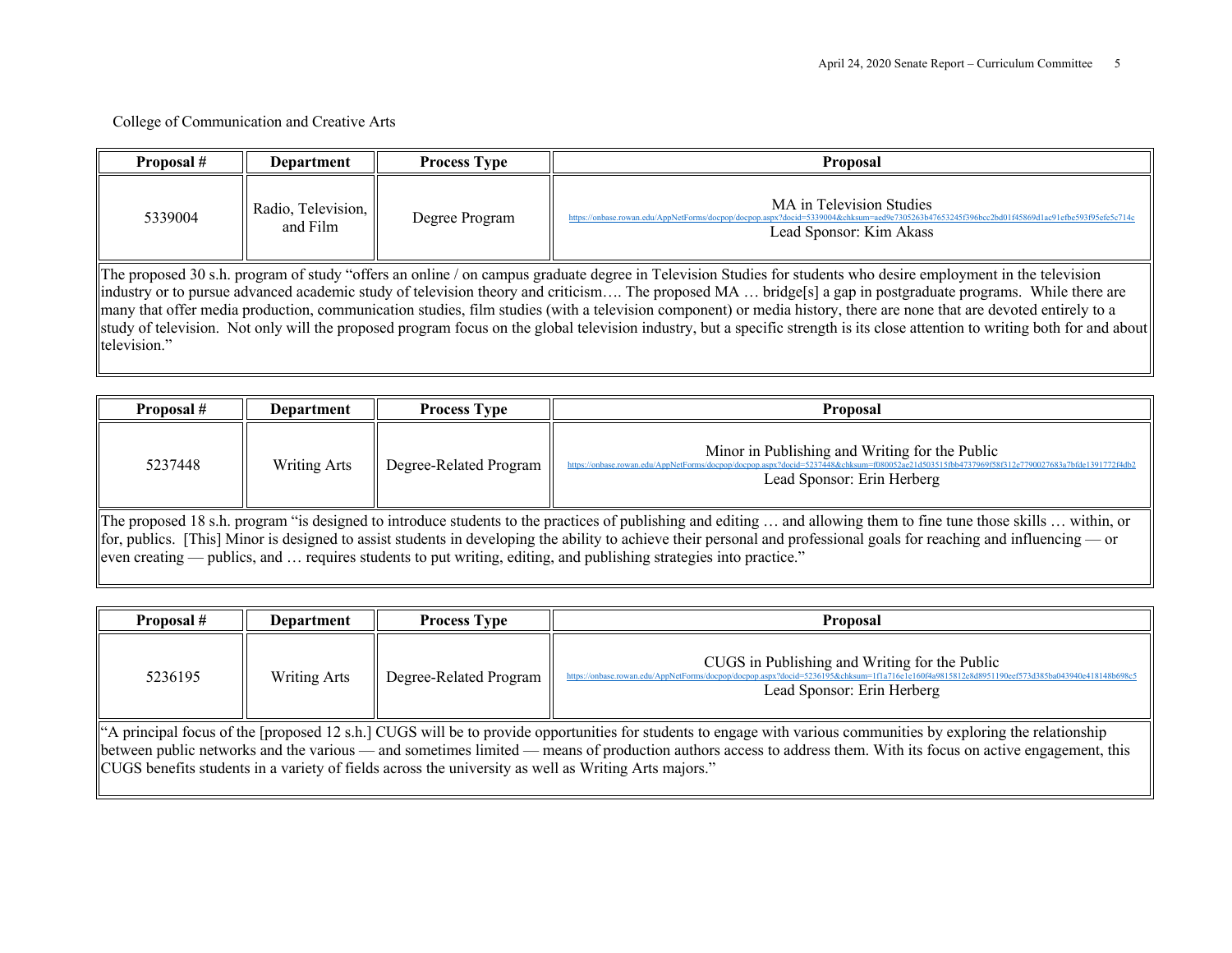College of Communication and Creative Arts

| Proposal # | Department | Process Type | Proposal |
|---|---|---|---|
| 5339004 | Radio, Television, and Film | Degree Program | MA in Television Studies<br>https://onbase.rowan.edu/AppNetForms/docpop/docpop.aspx?docid=5339004&chksum=aed9e7305263b47653245f396bcc2bd01f45869d1ac91efbe593f95efc5c714c<br>Lead Sponsor: Kim Akass |

The proposed 30 s.h. program of study "offers an online / on campus graduate degree in Television Studies for students who desire employment in the television industry or to pursue advanced academic study of television theory and criticism…. The proposed MA … bridge[s] a gap in postgraduate programs. While there are many that offer media production, communication studies, film studies (with a television component) or media history, there are none that are devoted entirely to a study of television. Not only will the proposed program focus on the global television industry, but a specific strength is its close attention to writing both for and about television."

| Proposal # | Department | Process Type | Proposal |
|---|---|---|---|
| 5237448 | Writing Arts | Degree-Related Program | Minor in Publishing and Writing for the Public<br>https://onbase.rowan.edu/AppNetForms/docpop/docpop.aspx?docid=5237448&chksum=f080052ae21d503515fbb4737969f58f312e7790027683a7bfde1391772f4db2<br>Lead Sponsor: Erin Herberg |

The proposed 18 s.h. program "is designed to introduce students to the practices of publishing and editing … and allowing them to fine tune those skills … within, or for, publics. [This] Minor is designed to assist students in developing the ability to achieve their personal and professional goals for reaching and influencing — or even creating — publics, and … requires students to put writing, editing, and publishing strategies into practice."

| Proposal # | Department | Process Type | Proposal |
|---|---|---|---|
| 5236195 | Writing Arts | Degree-Related Program | CUGS in Publishing and Writing for the Public<br>https://onbase.rowan.edu/AppNetForms/docpop/docpop.aspx?docid=5236195&chksum=1f1a716e1e160f4a9815812e8d8951190eef573d385ba043940e418148b698c5<br>Lead Sponsor: Erin Herberg |

"A principal focus of the [proposed 12 s.h.] CUGS will be to provide opportunities for students to engage with various communities by exploring the relationship between public networks and the various — and sometimes limited — means of production authors access to address them. With its focus on active engagement, this CUGS benefits students in a variety of fields across the university as well as Writing Arts majors."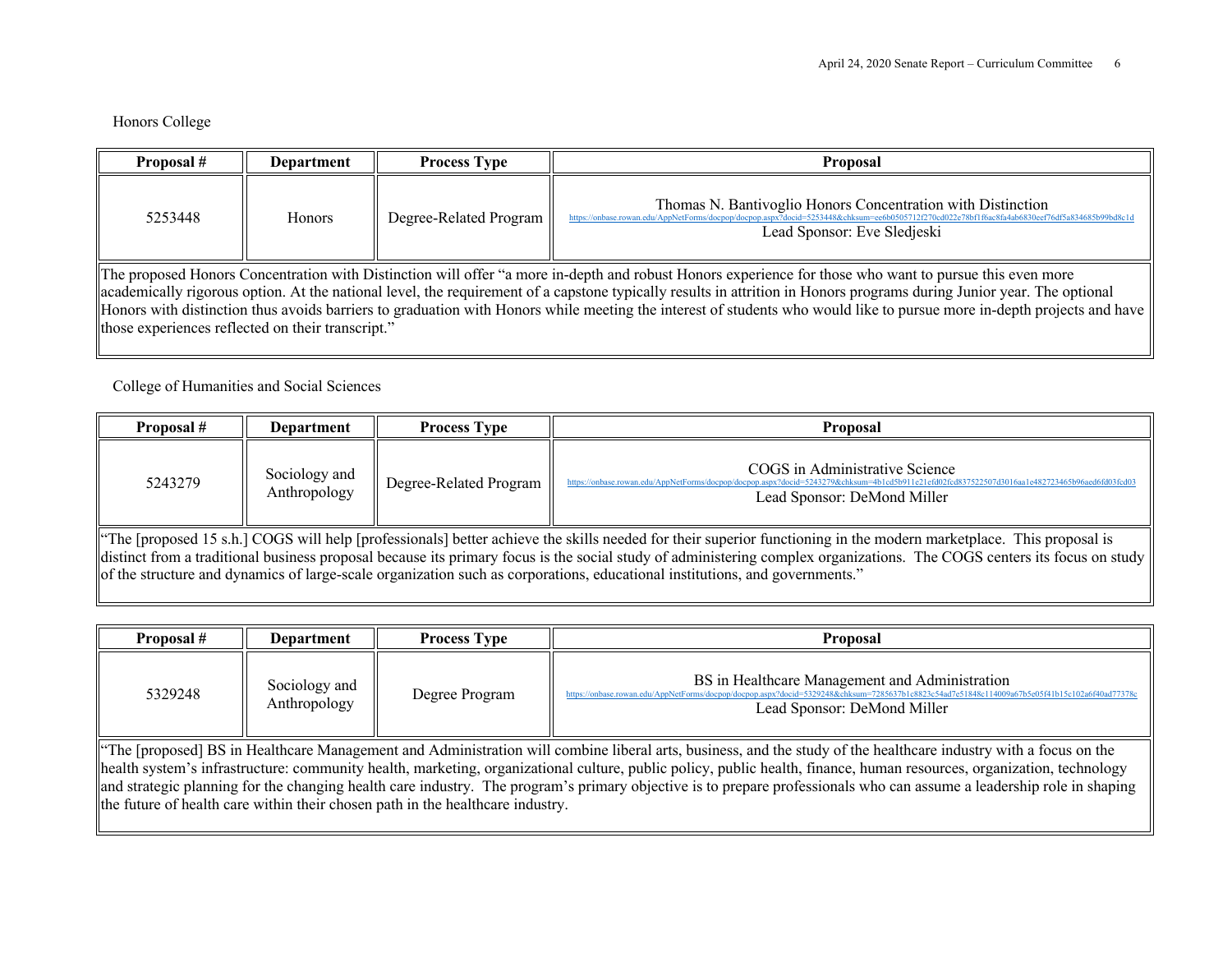Honors College

| Proposal # | Department | Process Type | Proposal |
|---|---|---|---|
| 5253448 | Honors | Degree-Related Program | Thomas N. Bantivoglio Honors Concentration with Distinction<br>https://onbase.rowan.edu/AppNetForms/docpop/docpop.aspx?docid=5253448&chksum=ee6b0505712f270cd022e78bf1f6ac8fa4ab6830eef76df5a834685b99bd8c1d<br>Lead Sponsor: Eve Sledjeski |
| The proposed Honors Concentration with Distinction will offer "a more in-depth and robust Honors experience for those who want to pursue this even more academically rigorous option. At the national level, the requirement of a capstone typically results in attrition in Honors programs during Junior year. The optional Honors with distinction thus avoids barriers to graduation with Honors while meeting the interest of students who would like to pursue more in-depth projects and have those experiences reflected on their transcript." | | | |

College of Humanities and Social Sciences

| Proposal # | Department | Process Type | Proposal |
|---|---|---|---|
| 5243279 | Sociology and Anthropology | Degree-Related Program | COGS in Administrative Science<br>https://onbase.rowan.edu/AppNetForms/docpop/docpop.aspx?docid=5243279&chksum=4b1cd5b911e21efd02fcd837522507d3016aa1e482723465b96aed6fd03fcd03<br>Lead Sponsor: DeMond Miller |
| "The [proposed 15 s.h.] COGS will help [professionals] better achieve the skills needed for their superior functioning in the modern marketplace. This proposal is distinct from a traditional business proposal because its primary focus is the social study of administering complex organizations. The COGS centers its focus on study of the structure and dynamics of large-scale organization such as corporations, educational institutions, and governments." | | | |

| Proposal # | Department | Process Type | Proposal |
|---|---|---|---|
| 5329248 | Sociology and Anthropology | Degree Program | BS in Healthcare Management and Administration<br>https://onbase.rowan.edu/AppNetForms/docpop/docpop.aspx?docid=5329248&chksum=7285637b1e8823c54ad7e51848c114009a67b5e05f41b15c102a6f40ad77378c<br>Lead Sponsor: DeMond Miller |
| "The [proposed] BS in Healthcare Management and Administration will combine liberal arts, business, and the study of the healthcare industry with a focus on the health system's infrastructure: community health, marketing, organizational culture, public policy, public health, finance, human resources, organization, technology and strategic planning for the changing health care industry. The program's primary objective is to prepare professionals who can assume a leadership role in shaping the future of health care within their chosen path in the healthcare industry. | | | |